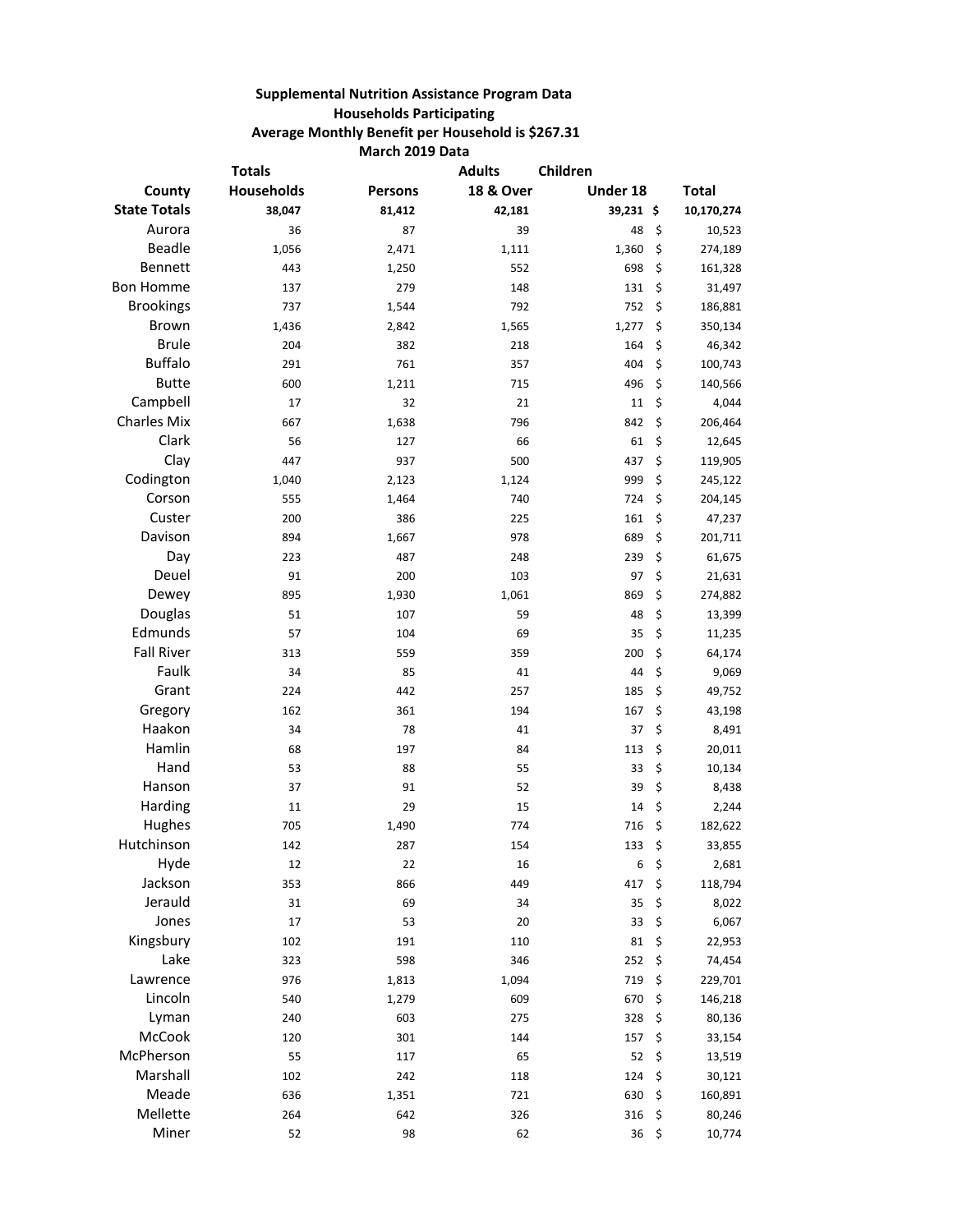**Supplemental Nutrition Assistance Program Data**
**Households Participating**
**Average Monthly Benefit per Household is $267.31**
**March 2019 Data**

| County | Totals Households | Persons | Adults 18 & Over | Children Under 18 | Total |
|---|---|---|---|---|---|
| **State Totals** | **38,047** | **81,412** | **42,181** | **39,231** | **$ 10,170,274** |
| Aurora | 36 | 87 | 39 | 48 | $ 10,523 |
| Beadle | 1,056 | 2,471 | 1,111 | 1,360 | $ 274,189 |
| Bennett | 443 | 1,250 | 552 | 698 | $ 161,328 |
| Bon Homme | 137 | 279 | 148 | 131 | $ 31,497 |
| Brookings | 737 | 1,544 | 792 | 752 | $ 186,881 |
| Brown | 1,436 | 2,842 | 1,565 | 1,277 | $ 350,134 |
| Brule | 204 | 382 | 218 | 164 | $ 46,342 |
| Buffalo | 291 | 761 | 357 | 404 | $ 100,743 |
| Butte | 600 | 1,211 | 715 | 496 | $ 140,566 |
| Campbell | 17 | 32 | 21 | 11 | $ 4,044 |
| Charles Mix | 667 | 1,638 | 796 | 842 | $ 206,464 |
| Clark | 56 | 127 | 66 | 61 | $ 12,645 |
| Clay | 447 | 937 | 500 | 437 | $ 119,905 |
| Codington | 1,040 | 2,123 | 1,124 | 999 | $ 245,122 |
| Corson | 555 | 1,464 | 740 | 724 | $ 204,145 |
| Custer | 200 | 386 | 225 | 161 | $ 47,237 |
| Davison | 894 | 1,667 | 978 | 689 | $ 201,711 |
| Day | 223 | 487 | 248 | 239 | $ 61,675 |
| Deuel | 91 | 200 | 103 | 97 | $ 21,631 |
| Dewey | 895 | 1,930 | 1,061 | 869 | $ 274,882 |
| Douglas | 51 | 107 | 59 | 48 | $ 13,399 |
| Edmunds | 57 | 104 | 69 | 35 | $ 11,235 |
| Fall River | 313 | 559 | 359 | 200 | $ 64,174 |
| Faulk | 34 | 85 | 41 | 44 | $ 9,069 |
| Grant | 224 | 442 | 257 | 185 | $ 49,752 |
| Gregory | 162 | 361 | 194 | 167 | $ 43,198 |
| Haakon | 34 | 78 | 41 | 37 | $ 8,491 |
| Hamlin | 68 | 197 | 84 | 113 | $ 20,011 |
| Hand | 53 | 88 | 55 | 33 | $ 10,134 |
| Hanson | 37 | 91 | 52 | 39 | $ 8,438 |
| Harding | 11 | 29 | 15 | 14 | $ 2,244 |
| Hughes | 705 | 1,490 | 774 | 716 | $ 182,622 |
| Hutchinson | 142 | 287 | 154 | 133 | $ 33,855 |
| Hyde | 12 | 22 | 16 | 6 | $ 2,681 |
| Jackson | 353 | 866 | 449 | 417 | $ 118,794 |
| Jerauld | 31 | 69 | 34 | 35 | $ 8,022 |
| Jones | 17 | 53 | 20 | 33 | $ 6,067 |
| Kingsbury | 102 | 191 | 110 | 81 | $ 22,953 |
| Lake | 323 | 598 | 346 | 252 | $ 74,454 |
| Lawrence | 976 | 1,813 | 1,094 | 719 | $ 229,701 |
| Lincoln | 540 | 1,279 | 609 | 670 | $ 146,218 |
| Lyman | 240 | 603 | 275 | 328 | $ 80,136 |
| McCook | 120 | 301 | 144 | 157 | $ 33,154 |
| McPherson | 55 | 117 | 65 | 52 | $ 13,519 |
| Marshall | 102 | 242 | 118 | 124 | $ 30,121 |
| Meade | 636 | 1,351 | 721 | 630 | $ 160,891 |
| Mellette | 264 | 642 | 326 | 316 | $ 80,246 |
| Miner | 52 | 98 | 62 | 36 | $ 10,774 |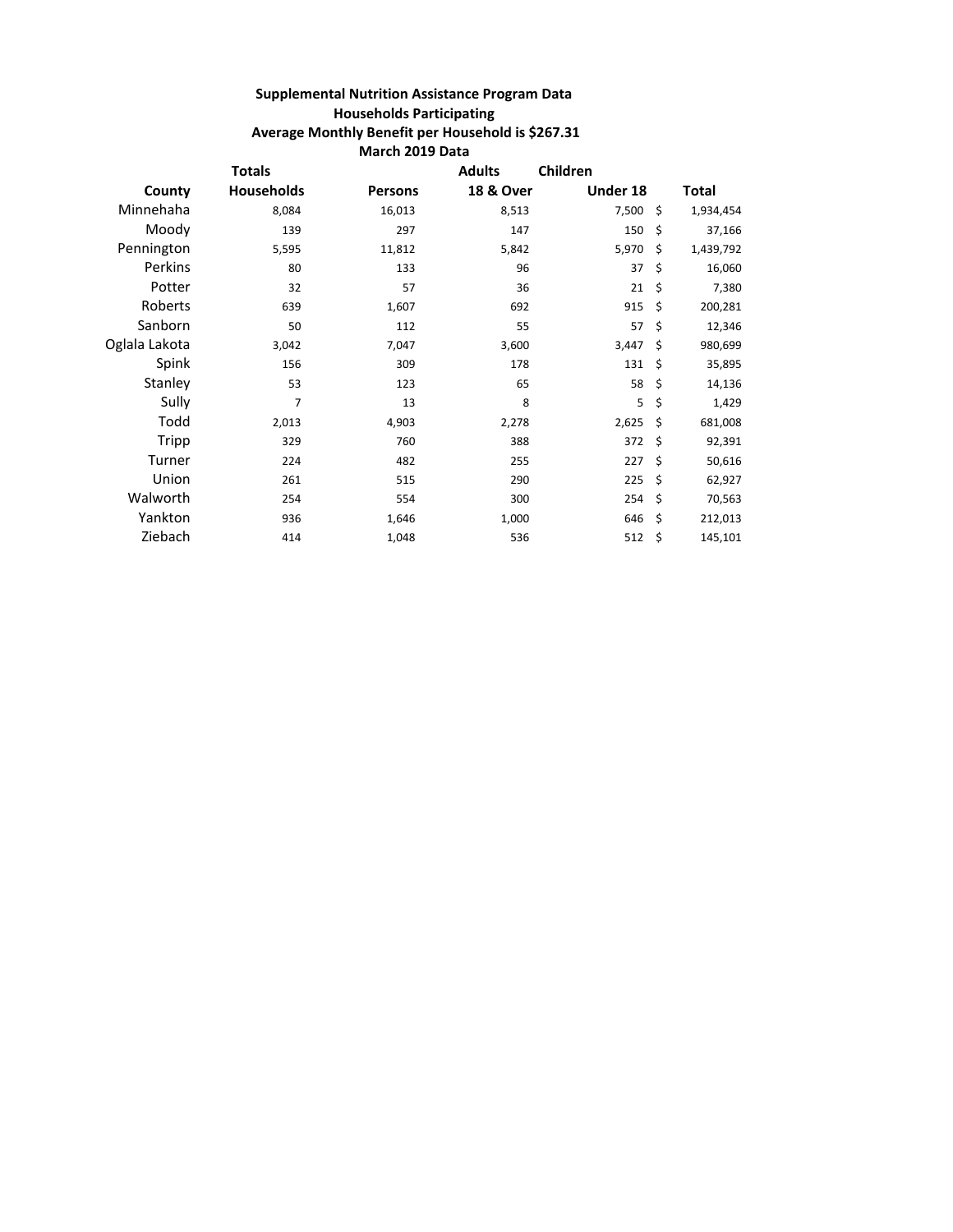**Supplemental Nutrition Assistance Program Data**
**Households Participating**
**Average Monthly Benefit per Household is $267.31**
**March 2019 Data**

| County | Totals Households | Persons | Adults 18 & Over | Children Under 18 | Total |
|---|---|---|---|---|---|
| Minnehaha | 8,084 | 16,013 | 8,513 | 7,500 | $ 1,934,454 |
| Moody | 139 | 297 | 147 | 150 | $ 37,166 |
| Pennington | 5,595 | 11,812 | 5,842 | 5,970 | $ 1,439,792 |
| Perkins | 80 | 133 | 96 | 37 | $ 16,060 |
| Potter | 32 | 57 | 36 | 21 | $ 7,380 |
| Roberts | 639 | 1,607 | 692 | 915 | $ 200,281 |
| Sanborn | 50 | 112 | 55 | 57 | $ 12,346 |
| Oglala Lakota | 3,042 | 7,047 | 3,600 | 3,447 | $ 980,699 |
| Spink | 156 | 309 | 178 | 131 | $ 35,895 |
| Stanley | 53 | 123 | 65 | 58 | $ 14,136 |
| Sully | 7 | 13 | 8 | 5 | $ 1,429 |
| Todd | 2,013 | 4,903 | 2,278 | 2,625 | $ 681,008 |
| Tripp | 329 | 760 | 388 | 372 | $ 92,391 |
| Turner | 224 | 482 | 255 | 227 | $ 50,616 |
| Union | 261 | 515 | 290 | 225 | $ 62,927 |
| Walworth | 254 | 554 | 300 | 254 | $ 70,563 |
| Yankton | 936 | 1,646 | 1,000 | 646 | $ 212,013 |
| Ziebach | 414 | 1,048 | 536 | 512 | $ 145,101 |